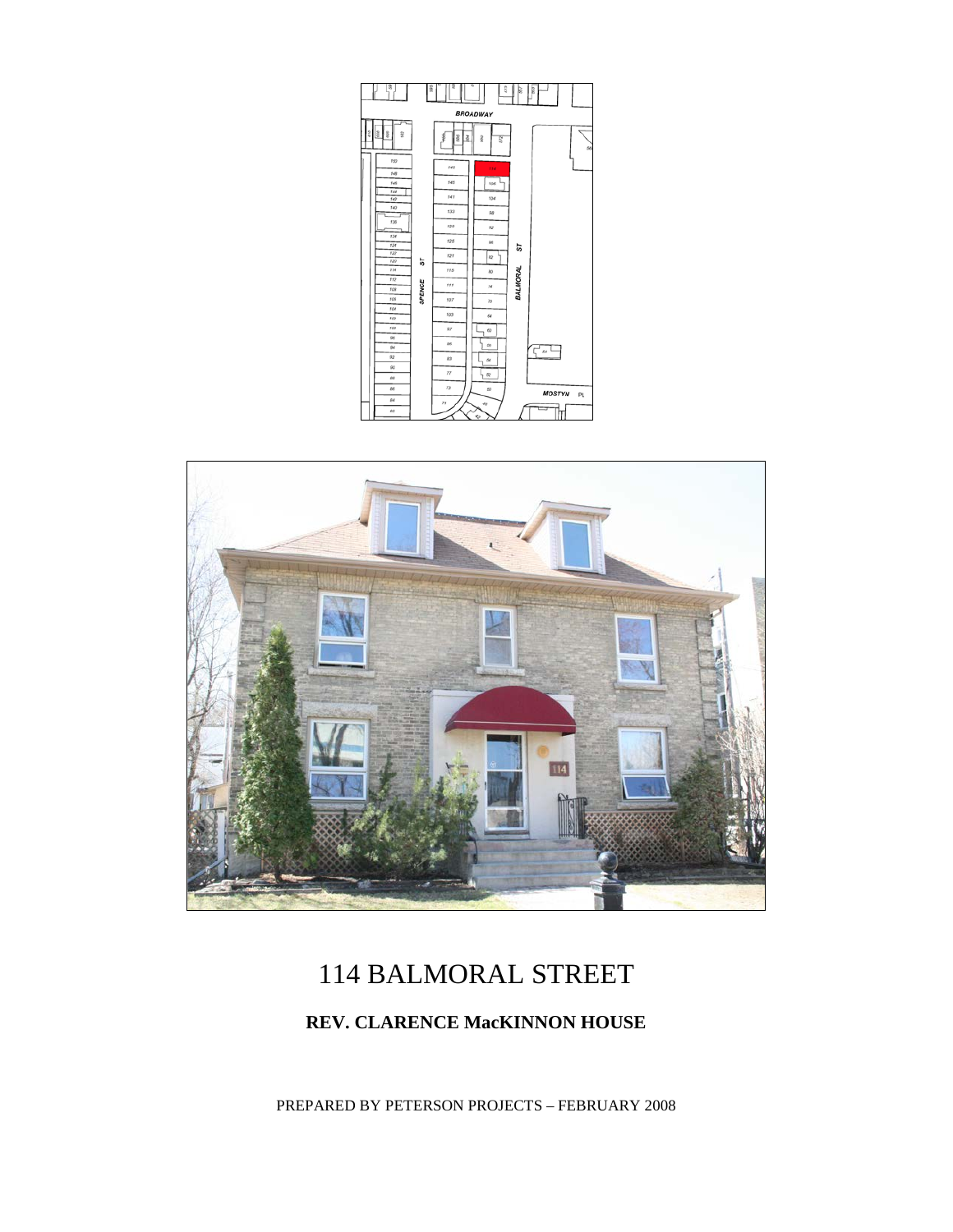# 114 BALMORAL STREET

**REV. CLARENCE MacKINNON HOUSE**

PREPARED BY PETERSON PROJECTS – FEBRUARY 2008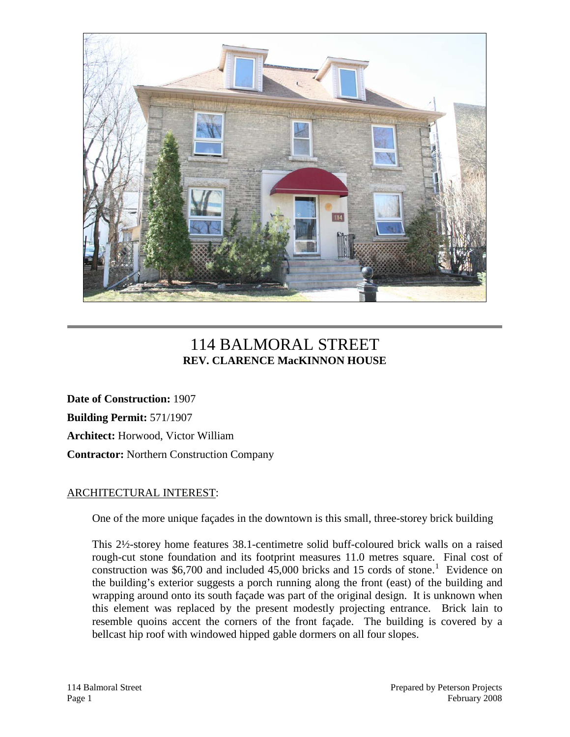# 114 BALMORAL STREET
## REV. CLARENCE MacKINNON HOUSE

**Date of Construction:** 1907

**Building Permit:** 571/1907

**Architect:** Horwood, Victor William

**Contractor:** Northern Construction Company

ARCHITECTURAL INTEREST:

One of the more unique façades in the downtown is this small, three-storey brick building

This 2½-storey home features 38.1-centimetre solid buff-coloured brick walls on a raised rough-cut stone foundation and its footprint measures 11.0 metres square. Final cost of construction was $6,700 and included 45,000 bricks and 15 cords of stone.[1] Evidence on the building's exterior suggests a porch running along the front (east) of the building and wrapping around onto its south façade was part of the original design. It is unknown when this element was replaced by the present modestly projecting entrance. Brick lain to resemble quoins accent the corners of the front façade. The building is covered by a bellcast hip roof with windowed hipped gable dormers on all four slopes.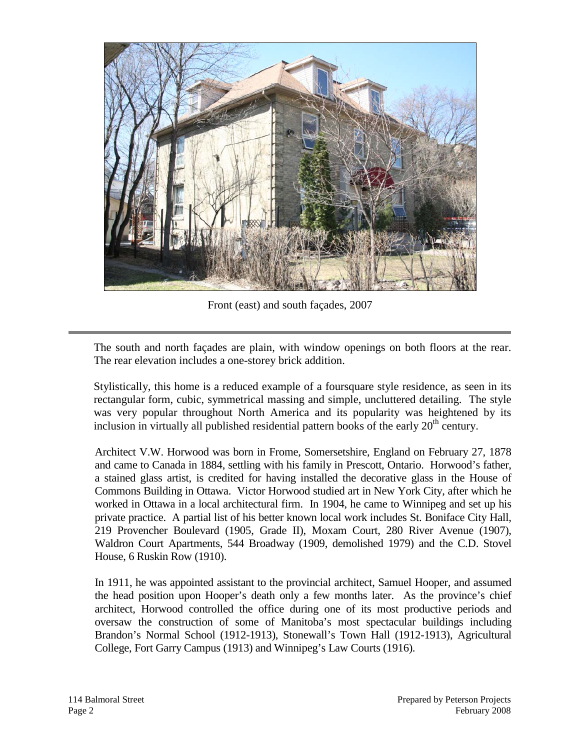Front (east) and south façades, 2007

The south and north façades are plain, with window openings on both floors at the rear. The rear elevation includes a one-storey brick addition.

Stylistically, this home is a reduced example of a foursquare style residence, as seen in its rectangular form, cubic, symmetrical massing and simple, uncluttered detailing. The style was very popular throughout North America and its popularity was heightened by its inclusion in virtually all published residential pattern books of the early 20th century.

Architect V.W. Horwood was born in Frome, Somersetshire, England on February 27, 1878 and came to Canada in 1884, settling with his family in Prescott, Ontario. Horwood's father, a stained glass artist, is credited for having installed the decorative glass in the House of Commons Building in Ottawa. Victor Horwood studied art in New York City, after which he worked in Ottawa in a local architectural firm. In 1904, he came to Winnipeg and set up his private practice. A partial list of his better known local work includes St. Boniface City Hall, 219 Provencher Boulevard (1905, Grade II), Moxam Court, 280 River Avenue (1907), Waldron Court Apartments, 544 Broadway (1909, demolished 1979) and the C.D. Stovel House, 6 Ruskin Row (1910).

In 1911, he was appointed assistant to the provincial architect, Samuel Hooper, and assumed the head position upon Hooper's death only a few months later. As the province's chief architect, Horwood controlled the office during one of its most productive periods and oversaw the construction of some of Manitoba's most spectacular buildings including Brandon's Normal School (1912-1913), Stonewall's Town Hall (1912-1913), Agricultural College, Fort Garry Campus (1913) and Winnipeg's Law Courts (1916).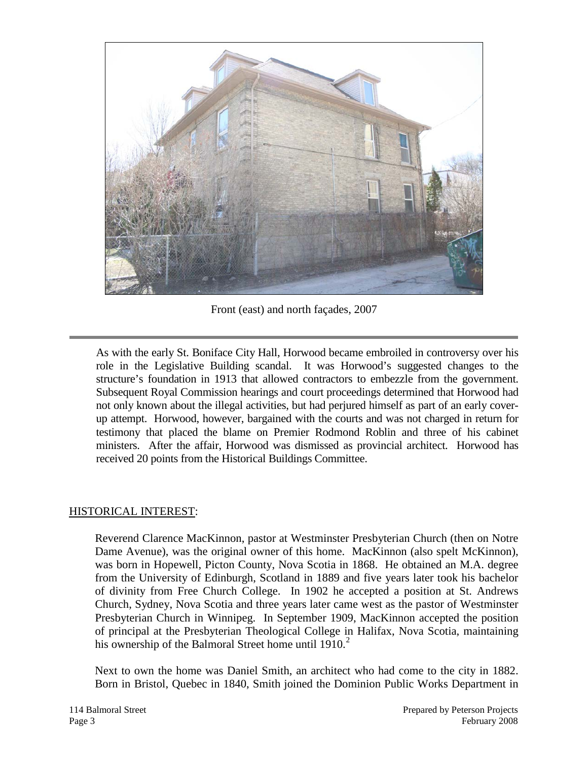Front (east) and north façades, 2007

As with the early St. Boniface City Hall, Horwood became embroiled in controversy over his role in the Legislative Building scandal. It was Horwood's suggested changes to the structure's foundation in 1913 that allowed contractors to embezzle from the government. Subsequent Royal Commission hearings and court proceedings determined that Horwood had not only known about the illegal activities, but had perjured himself as part of an early cover-up attempt. Horwood, however, bargained with the courts and was not charged in return for testimony that placed the blame on Premier Rodmond Roblin and three of his cabinet ministers. After the affair, Horwood was dismissed as provincial architect. Horwood has received 20 points from the Historical Buildings Committee.

HISTORICAL INTEREST:

Reverend Clarence MacKinnon, pastor at Westminster Presbyterian Church (then on Notre Dame Avenue), was the original owner of this home. MacKinnon (also spelt McKinnon), was born in Hopewell, Picton County, Nova Scotia in 1868. He obtained an M.A. degree from the University of Edinburgh, Scotland in 1889 and five years later took his bachelor of divinity from Free Church College. In 1902 he accepted a position at St. Andrews Church, Sydney, Nova Scotia and three years later came west as the pastor of Westminster Presbyterian Church in Winnipeg. In September 1909, MacKinnon accepted the position of principal at the Presbyterian Theological College in Halifax, Nova Scotia, maintaining his ownership of the Balmoral Street home until 1910.[2]

Next to own the home was Daniel Smith, an architect who had come to the city in 1882. Born in Bristol, Quebec in 1840, Smith joined the Dominion Public Works Department in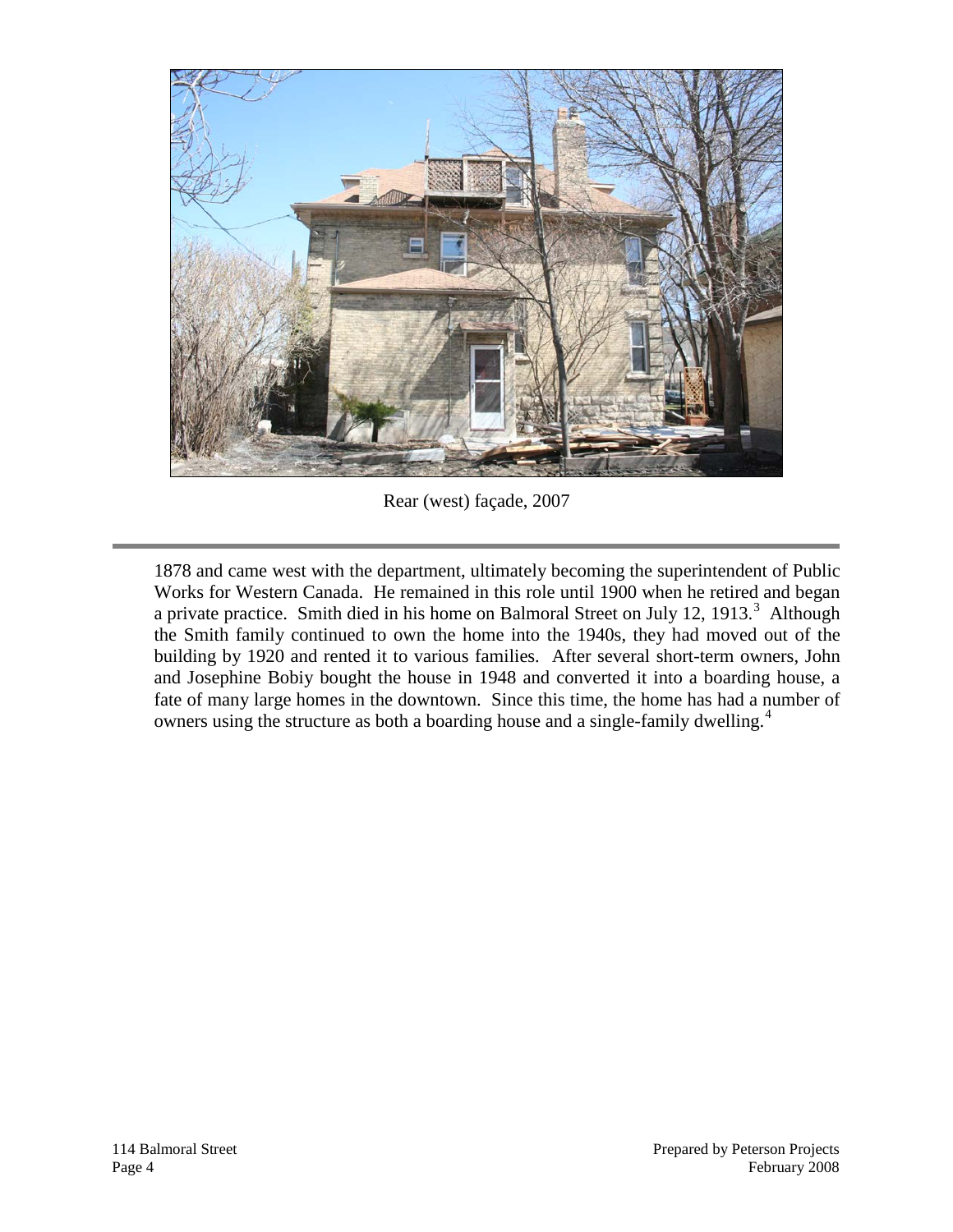Rear (west) façade, 2007

1878 and came west with the department, ultimately becoming the superintendent of Public Works for Western Canada. He remained in this role until 1900 when he retired and began a private practice. Smith died in his home on Balmoral Street on July 12, 1913.[3] Although the Smith family continued to own the home into the 1940s, they had moved out of the building by 1920 and rented it to various families. After several short-term owners, John and Josephine Bobiy bought the house in 1948 and converted it into a boarding house, a fate of many large homes in the downtown. Since this time, the home has had a number of owners using the structure as both a boarding house and a single-family dwelling.[4]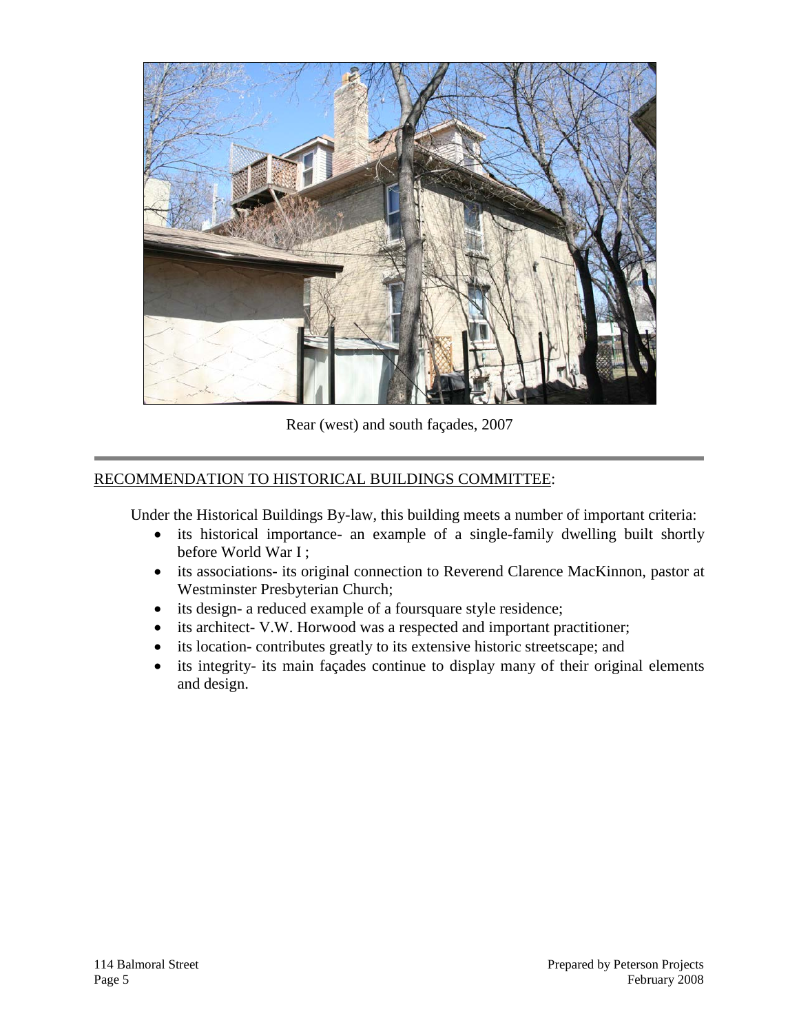Rear (west) and south façades, 2007

---

RECOMMENDATION TO HISTORICAL BUILDINGS COMMITTEE:

Under the Historical Buildings By-law, this building meets a number of important criteria:

- its historical importance- an example of a single-family dwelling built shortly before World War I ;
- its associations- its original connection to Reverend Clarence MacKinnon, pastor at Westminster Presbyterian Church;
- its design- a reduced example of a foursquare style residence;
- its architect- V.W. Horwood was a respected and important practitioner;
- its location- contributes greatly to its extensive historic streetscape; and
- its integrity- its main façades continue to display many of their original elements and design.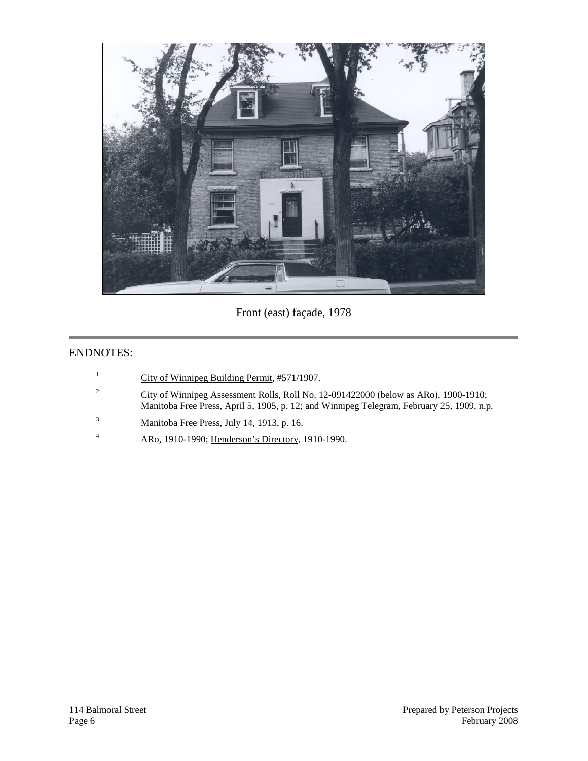Front (east) façade, 1978

## ENDNOTES:

1. City of Winnipeg Building Permit, #571/1907.
2. City of Winnipeg Assessment Rolls, Roll No. 12-091422000 (below as ARo), 1900-1910; Manitoba Free Press, April 5, 1905, p. 12; and Winnipeg Telegram, February 25, 1909, n.p.
3. Manitoba Free Press, July 14, 1913, p. 16.
4. ARo, 1910-1990; Henderson's Directory, 1910-1990.